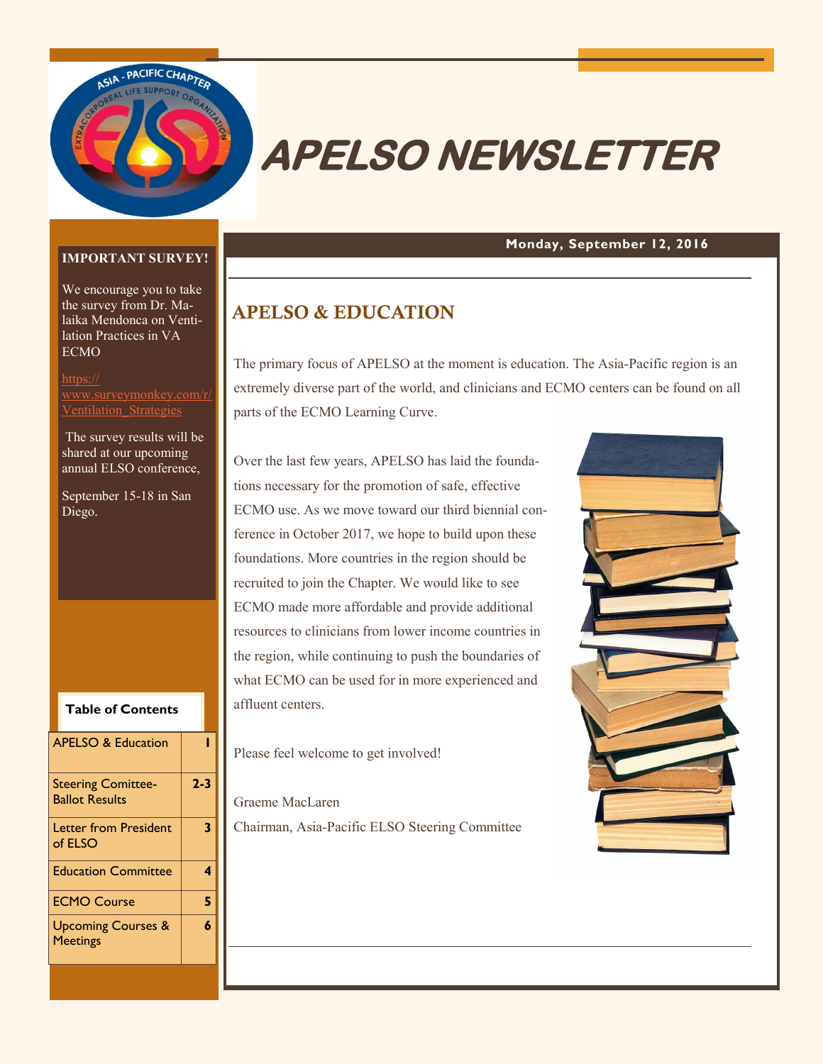# APELSO NEWSLETTER

**Monday, September 12, 2016**

## APELSO & EDUCATION

The primary focus of APELSO at the moment is education. The Asia-Pacific region is an extremely diverse part of the world, and clinicians and ECMO centers can be found on all parts of the ECMO Learning Curve.

Over the last few years, APELSO has laid the foundations necessary for the promotion of safe, effective ECMO use. As we move toward our third biennial conference in October 2017, we hope to build upon these foundations. More countries in the region should be recruited to join the Chapter. We would like to see ECMO made more affordable and provide additional resources to clinicians from lower income countries in the region, while continuing to push the boundaries of what ECMO can be used for in more experienced and affluent centers.

Please feel welcome to get involved!

Graeme MacLaren
Chairman, Asia-Pacific ELSO Steering Committee

**IMPORTANT SURVEY!**

We encourage you to take the survey from Dr. Malaika Mendonca on Ventilation Practices in VA ECMO

https://www.surveymonkey.com/r/Ventilation_Strategies

The survey results will be shared at our upcoming annual ELSO conference,

September 15-18 in San Diego.

**Table of Contents**

| Section | Page |
|---|---|
| APELSO & Education | 1 |
| Steering Comittee-Ballot Results | 2-3 |
| Letter from President of ELSO | 3 |
| Education Committee | 4 |
| ECMO Course | 5 |
| Upcoming Courses & Meetings | 6 |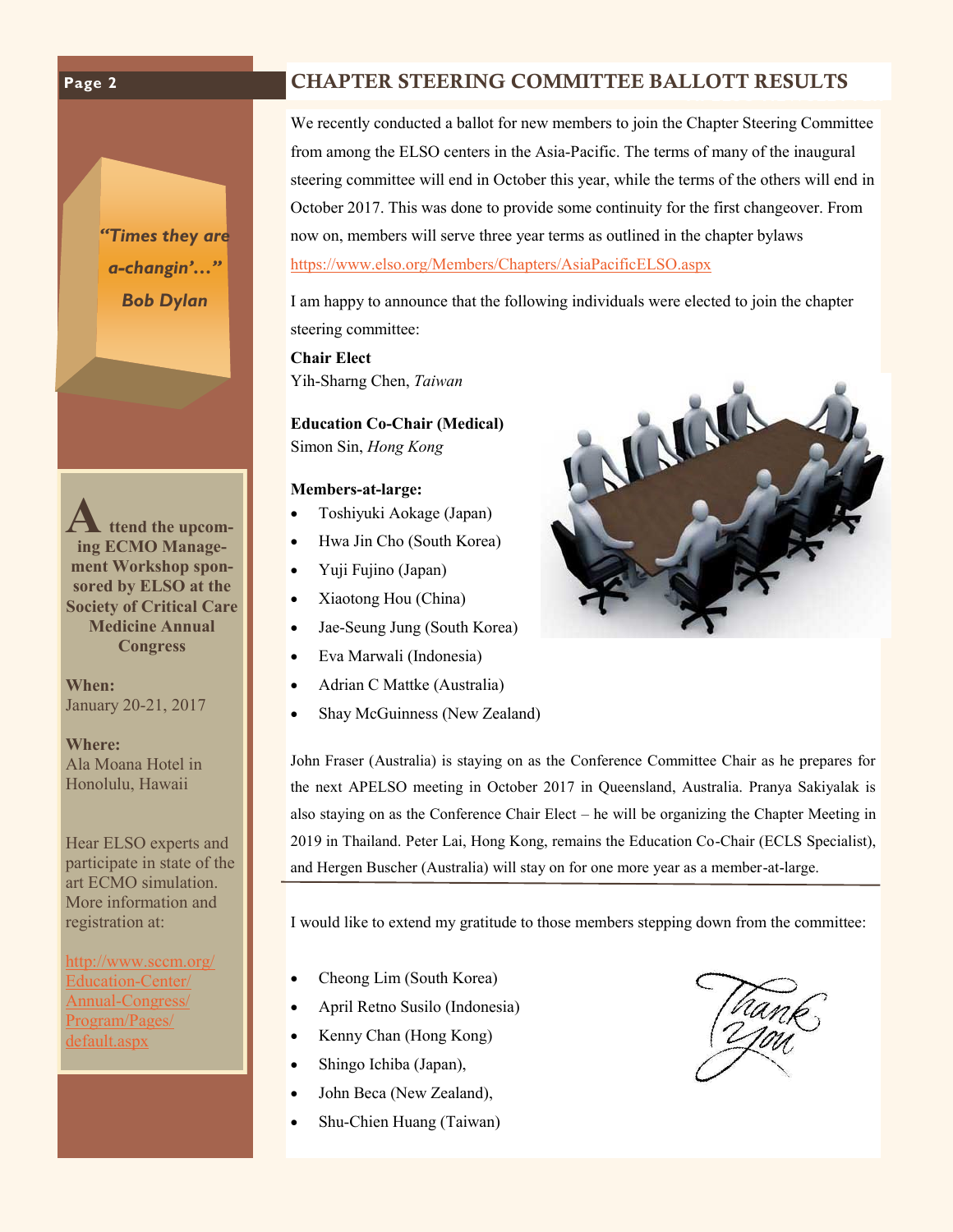## CHAPTER STEERING COMMITTEE BALLOTT RESULTS

We recently conducted a ballot for new members to join the Chapter Steering Committee from among the ELSO centers in the Asia-Pacific. The terms of many of the inaugural steering committee will end in October this year, while the terms of the others will end in October 2017. This was done to provide some continuity for the first changeover. From now on, members will serve three year terms as outlined in the chapter bylaws https://www.elso.org/Members/Chapters/AsiaPacificELSO.aspx

I am happy to announce that the following individuals were elected to join the chapter steering committee:

**Chair Elect**
Yih-Sharng Chen, *Taiwan*

**Education Co-Chair (Medical)**
Simon Sin, *Hong Kong*

**Members-at-large:**

- Toshiyuki Aokage (Japan)
- Hwa Jin Cho (South Korea)
- Yuji Fujino (Japan)
- Xiaotong Hou (China)
- Jae-Seung Jung (South Korea)
- Eva Marwali (Indonesia)
- Adrian C Mattke (Australia)
- Shay McGuinness (New Zealand)

John Fraser (Australia) is staying on as the Conference Committee Chair as he prepares for the next APELSO meeting in October 2017 in Queensland, Australia. Pranya Sakiyalak is also staying on as the Conference Chair Elect – he will be organizing the Chapter Meeting in 2019 in Thailand. Peter Lai, Hong Kong, remains the Education Co-Chair (ECLS Specialist), and Hergen Buscher (Australia) will stay on for one more year as a member-at-large.

I would like to extend my gratitude to those members stepping down from the committee:

- Cheong Lim (South Korea)
- April Retno Susilo (Indonesia)
- Kenny Chan (Hong Kong)
- Shingo Ichiba (Japan),
- John Beca (New Zealand),
- Shu-Chien Huang (Taiwan)

*"Times they are a-changin'…"*
*Bob Dylan*

**Attend the upcoming ECMO Management Workshop sponsored by ELSO at the Society of Critical Care Medicine Annual Congress**

**When:**
January 20-21, 2017

**Where:**
Ala Moana Hotel in Honolulu, Hawaii

Hear ELSO experts and participate in state of the art ECMO simulation. More information and registration at:

http://www.sccm.org/Education-Center/Annual-Congress/Program/Pages/default.aspx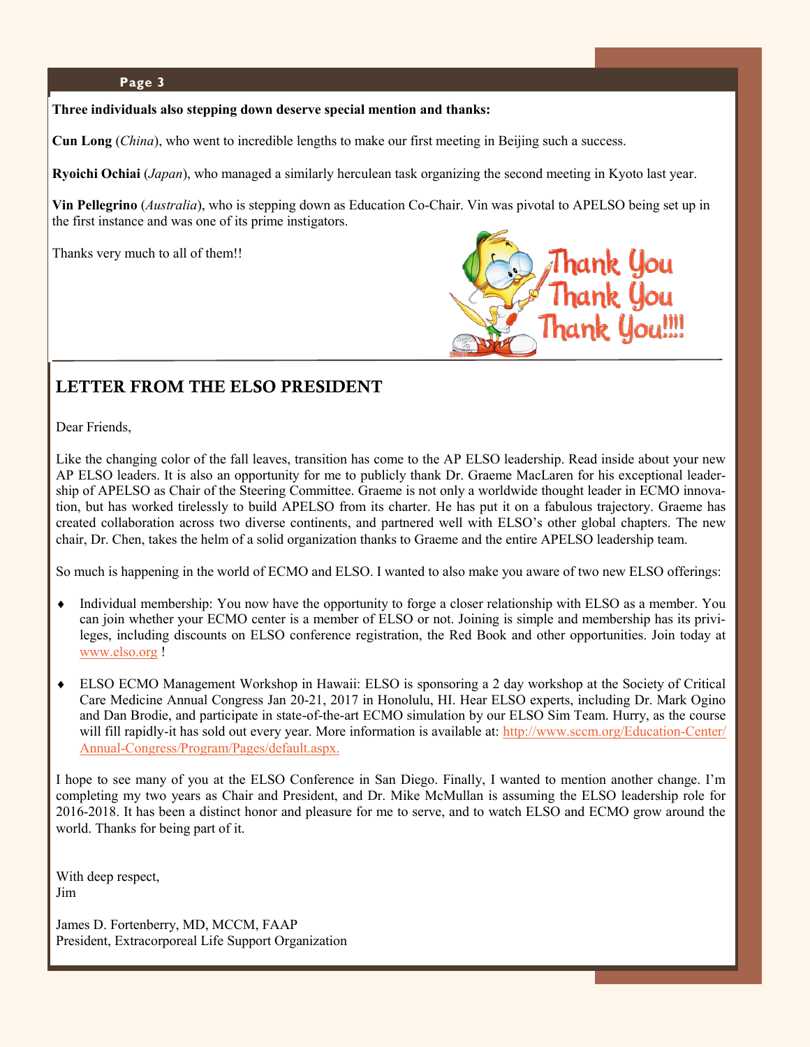**Three individuals also stepping down deserve special mention and thanks:**

**Cun Long** (*China*), who went to incredible lengths to make our first meeting in Beijing such a success.

**Ryoichi Ochiai** (*Japan*), who managed a similarly herculean task organizing the second meeting in Kyoto last year.

**Vin Pellegrino** (*Australia*), who is stepping down as Education Co-Chair. Vin was pivotal to APELSO being set up in the first instance and was one of its prime instigators.

Thanks very much to all of them!!

## LETTER FROM THE ELSO PRESIDENT

Dear Friends,

Like the changing color of the fall leaves, transition has come to the AP ELSO leadership. Read inside about your new AP ELSO leaders. It is also an opportunity for me to publicly thank Dr. Graeme MacLaren for his exceptional leadership of APELSO as Chair of the Steering Committee. Graeme is not only a worldwide thought leader in ECMO innovation, but has worked tirelessly to build APELSO from its charter. He has put it on a fabulous trajectory. Graeme has created collaboration across two diverse continents, and partnered well with ELSO's other global chapters. The new chair, Dr. Chen, takes the helm of a solid organization thanks to Graeme and the entire APELSO leadership team.

So much is happening in the world of ECMO and ELSO. I wanted to also make you aware of two new ELSO offerings:

- Individual membership: You now have the opportunity to forge a closer relationship with ELSO as a member. You can join whether your ECMO center is a member of ELSO or not. Joining is simple and membership has its privileges, including discounts on ELSO conference registration, the Red Book and other opportunities. Join today at www.elso.org !
- ELSO ECMO Management Workshop in Hawaii: ELSO is sponsoring a 2 day workshop at the Society of Critical Care Medicine Annual Congress Jan 20-21, 2017 in Honolulu, HI. Hear ELSO experts, including Dr. Mark Ogino and Dan Brodie, and participate in state-of-the-art ECMO simulation by our ELSO Sim Team. Hurry, as the course will fill rapidly-it has sold out every year. More information is available at: http://www.sccm.org/Education-Center/Annual-Congress/Program/Pages/default.aspx.

I hope to see many of you at the ELSO Conference in San Diego. Finally, I wanted to mention another change. I'm completing my two years as Chair and President, and Dr. Mike McMullan is assuming the ELSO leadership role for 2016-2018. It has been a distinct honor and pleasure for me to serve, and to watch ELSO and ECMO grow around the world. Thanks for being part of it.

With deep respect,  
Jim

James D. Fortenberry, MD, MCCM, FAAP  
President, Extracorporeal Life Support Organization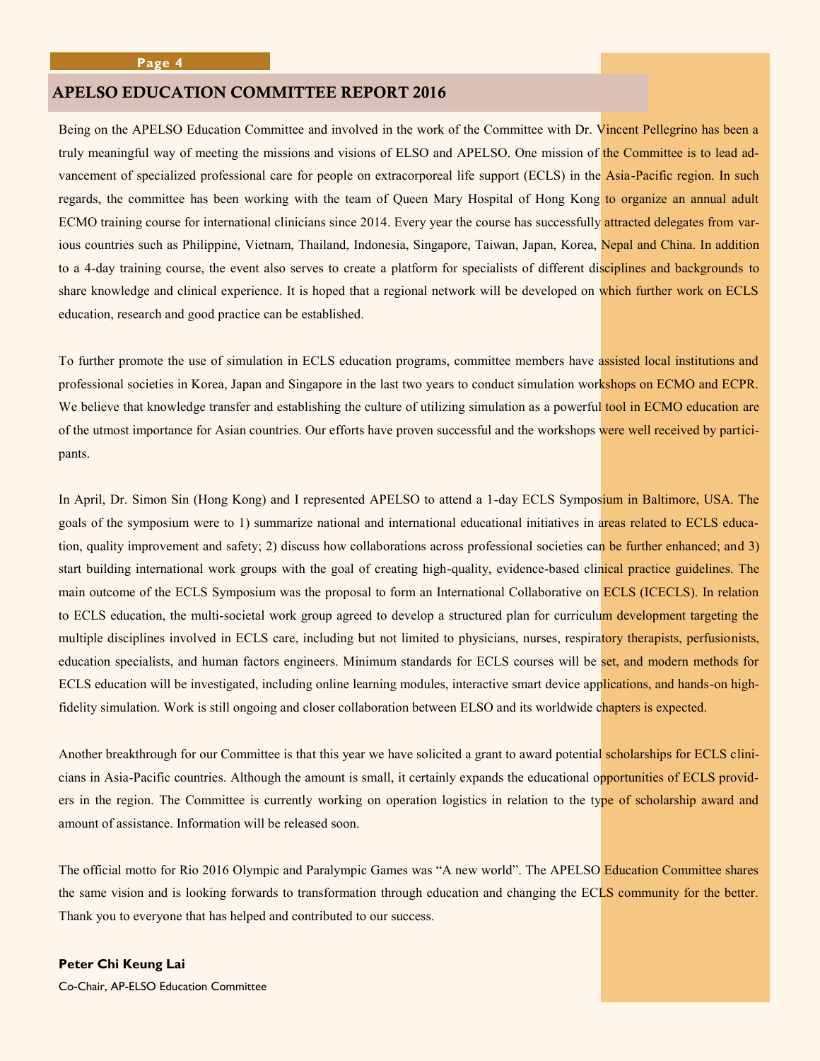## APELSO EDUCATION COMMITTEE REPORT 2016

Being on the APELSO Education Committee and involved in the work of the Committee with Dr. Vincent Pellegrino has been a truly meaningful way of meeting the missions and visions of ELSO and APELSO. One mission of the Committee is to lead advancement of specialized professional care for people on extracorporeal life support (ECLS) in the Asia-Pacific region. In such regards, the committee has been working with the team of Queen Mary Hospital of Hong Kong to organize an annual adult ECMO training course for international clinicians since 2014. Every year the course has successfully attracted delegates from various countries such as Philippine, Vietnam, Thailand, Indonesia, Singapore, Taiwan, Japan, Korea, Nepal and China. In addition to a 4-day training course, the event also serves to create a platform for specialists of different disciplines and backgrounds to share knowledge and clinical experience. It is hoped that a regional network will be developed on which further work on ECLS education, research and good practice can be established.

To further promote the use of simulation in ECLS education programs, committee members have assisted local institutions and professional societies in Korea, Japan and Singapore in the last two years to conduct simulation workshops on ECMO and ECPR. We believe that knowledge transfer and establishing the culture of utilizing simulation as a powerful tool in ECMO education are of the utmost importance for Asian countries. Our efforts have proven successful and the workshops were well received by participants.

In April, Dr. Simon Sin (Hong Kong) and I represented APELSO to attend a 1-day ECLS Symposium in Baltimore, USA. The goals of the symposium were to 1) summarize national and international educational initiatives in areas related to ECLS education, quality improvement and safety; 2) discuss how collaborations across professional societies can be further enhanced; and 3) start building international work groups with the goal of creating high-quality, evidence-based clinical practice guidelines. The main outcome of the ECLS Symposium was the proposal to form an International Collaborative on ECLS (ICECLS). In relation to ECLS education, the multi-societal work group agreed to develop a structured plan for curriculum development targeting the multiple disciplines involved in ECLS care, including but not limited to physicians, nurses, respiratory therapists, perfusionists, education specialists, and human factors engineers. Minimum standards for ECLS courses will be set, and modern methods for ECLS education will be investigated, including online learning modules, interactive smart device applications, and hands-on high-fidelity simulation. Work is still ongoing and closer collaboration between ELSO and its worldwide chapters is expected.

Another breakthrough for our Committee is that this year we have solicited a grant to award potential scholarships for ECLS clinicians in Asia-Pacific countries. Although the amount is small, it certainly expands the educational opportunities of ECLS providers in the region. The Committee is currently working on operation logistics in relation to the type of scholarship award and amount of assistance. Information will be released soon.

The official motto for Rio 2016 Olympic and Paralympic Games was "A new world". The APELSO Education Committee shares the same vision and is looking forwards to transformation through education and changing the ECLS community for the better. Thank you to everyone that has helped and contributed to our success.

**Peter Chi Keung Lai**
Co-Chair, AP-ELSO Education Committee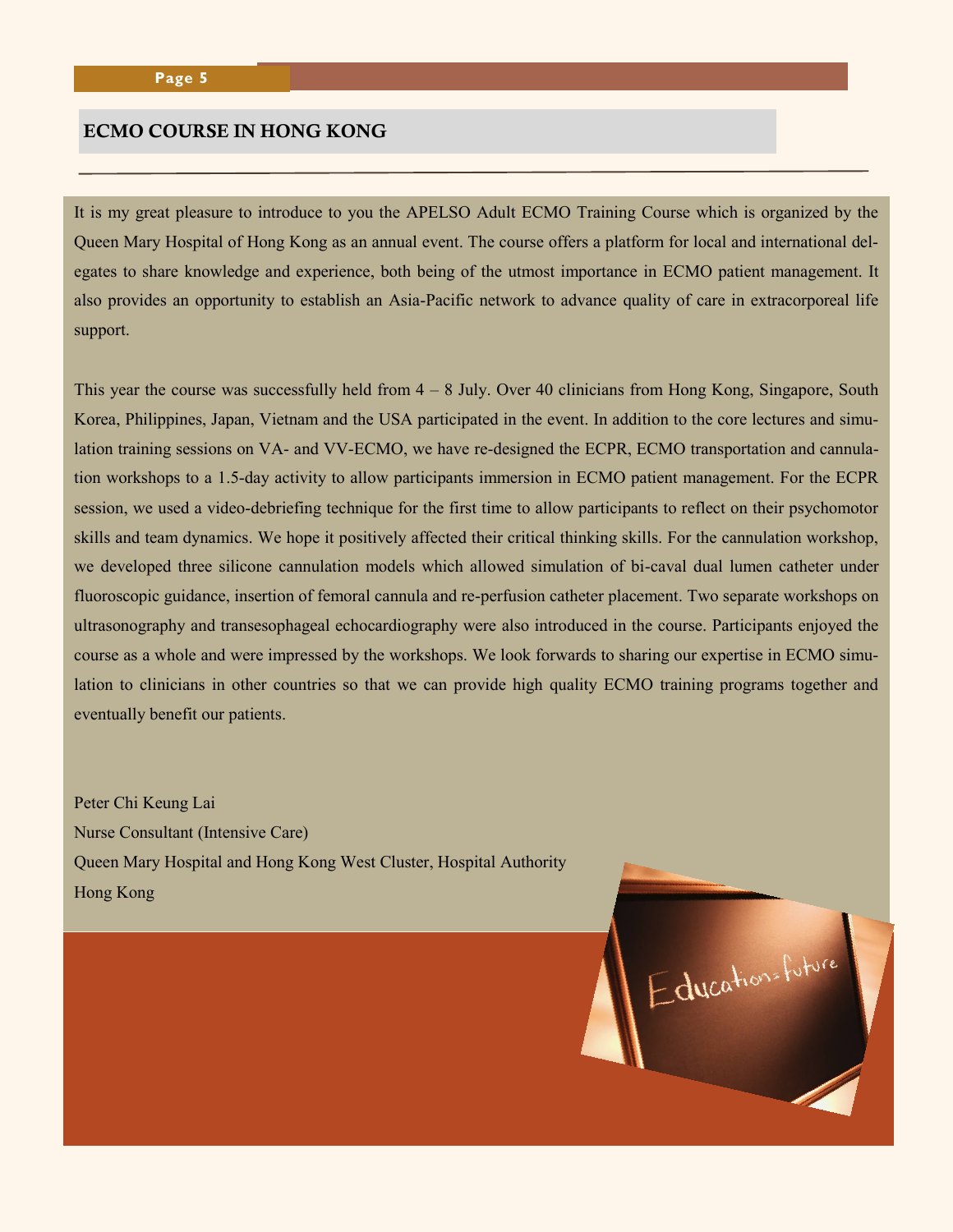## ECMO COURSE IN HONG KONG

It is my great pleasure to introduce to you the APELSO Adult ECMO Training Course which is organized by the Queen Mary Hospital of Hong Kong as an annual event. The course offers a platform for local and international delegates to share knowledge and experience, both being of the utmost importance in ECMO patient management. It also provides an opportunity to establish an Asia-Pacific network to advance quality of care in extracorporeal life support.

This year the course was successfully held from 4 – 8 July. Over 40 clinicians from Hong Kong, Singapore, South Korea, Philippines, Japan, Vietnam and the USA participated in the event. In addition to the core lectures and simulation training sessions on VA- and VV-ECMO, we have re-designed the ECPR, ECMO transportation and cannulation workshops to a 1.5-day activity to allow participants immersion in ECMO patient management. For the ECPR session, we used a video-debriefing technique for the first time to allow participants to reflect on their psychomotor skills and team dynamics. We hope it positively affected their critical thinking skills. For the cannulation workshop, we developed three silicone cannulation models which allowed simulation of bi-caval dual lumen catheter under fluoroscopic guidance, insertion of femoral cannula and re-perfusion catheter placement. Two separate workshops on ultrasonography and transesophageal echocardiography were also introduced in the course. Participants enjoyed the course as a whole and were impressed by the workshops. We look forwards to sharing our expertise in ECMO simulation to clinicians in other countries so that we can provide high quality ECMO training programs together and eventually benefit our patients.

Peter Chi Keung Lai
Nurse Consultant (Intensive Care)
Queen Mary Hospital and Hong Kong West Cluster, Hospital Authority
Hong Kong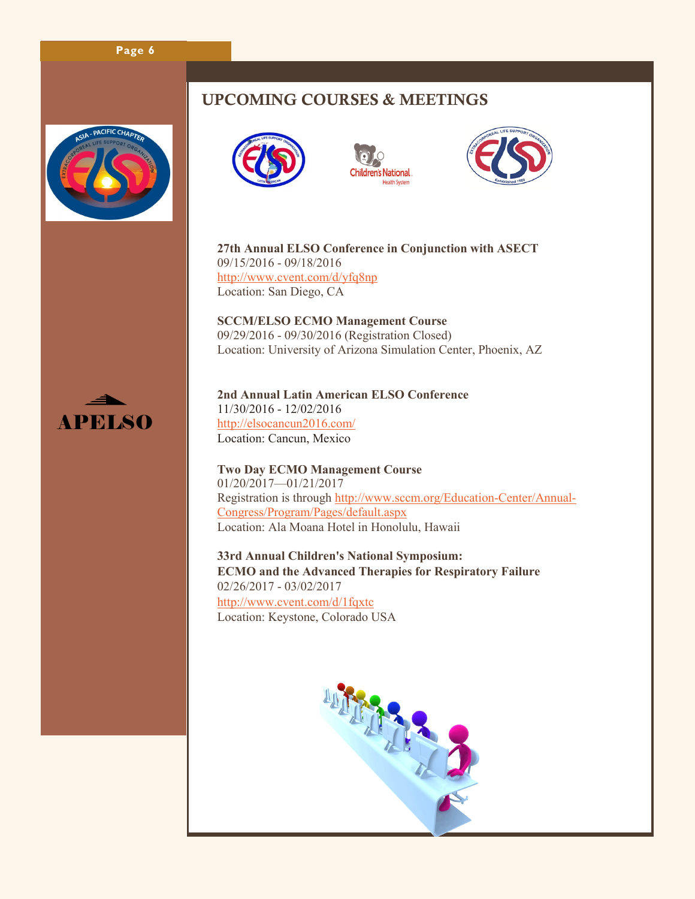## UPCOMING COURSES & MEETINGS

**27th Annual ELSO Conference in Conjunction with ASECT**
09/15/2016 - 09/18/2016
http://www.cvent.com/d/yfq8np
Location: San Diego, CA

**SCCM/ELSO ECMO Management Course**
09/29/2016 - 09/30/2016 (Registration Closed)
Location: University of Arizona Simulation Center, Phoenix, AZ

**2nd Annual Latin American ELSO Conference**
11/30/2016 - 12/02/2016
http://elsocancun2016.com/
Location: Cancun, Mexico

**Two Day ECMO Management Course**
01/20/2017—01/21/2017
Registration is through http://www.sccm.org/Education-Center/Annual-Congress/Program/Pages/default.aspx
Location: Ala Moana Hotel in Honolulu, Hawaii

**33rd Annual Children's National Symposium:**
**ECMO and the Advanced Therapies for Respiratory Failure**
02/26/2017 - 03/02/2017
http://www.cvent.com/d/1fqxtc
Location: Keystone, Colorado USA

APELSO